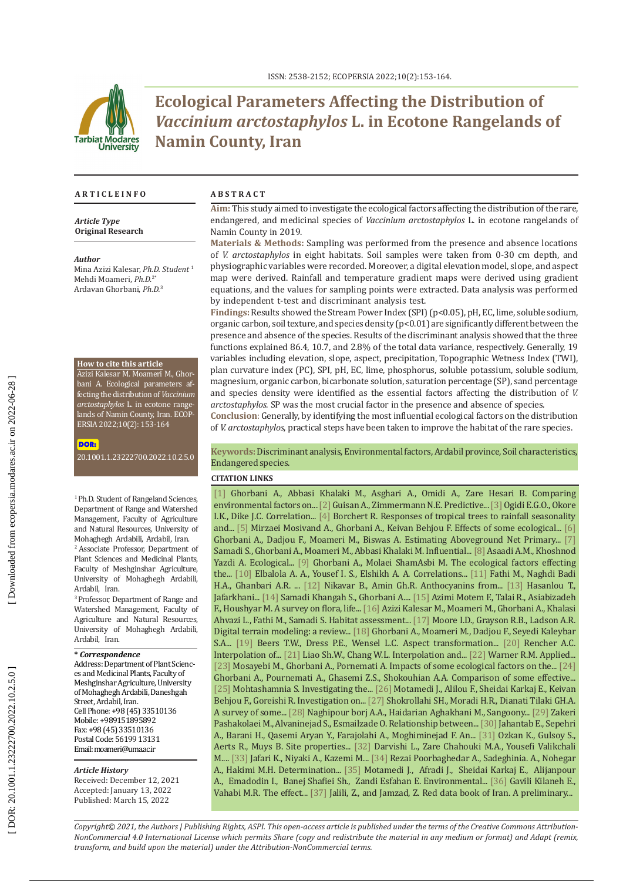# Ecological Parameters Affecting the Distribution of *Vaccinium arctostaphylos* L. in Ecotone Rangelands of Namin County, Iran

## ARTICLE INFO

***Article Type***
**Original Research**

***Author***
Mina Azizi Kalesar, *Ph.D. Student* [1]
Mehdi Moameri, *Ph.D.* [2*]
Ardavan Ghorbani, *Ph.D.* [3]

**How to cite this article**
Azizi Kalesar M. Moameri M., Ghorbani A. Ecological parameters affecting the distribution of *Vaccinium arctostaphylos* L. in ecotone rangelands of Namin County, Iran. ECOPERSIA 2022;10(2): 153-164

**DOR:**
20.1001.1.23222700.2022.10.2.5.0

[1] Ph.D. Student of Rangeland Sciences, Department of Range and Watershed Management, Faculty of Agriculture and Natural Resources, University of Mohaghegh Ardabili, Ardabil, Iran.
[2] Associate Professor, Department of Plant Sciences and Medicinal Plants, Faculty of Meshginshar Agriculture, University of Mohaghegh Ardabili, Ardabil, Iran.
[3] Professor, Department of Range and Watershed Management, Faculty of Agriculture and Natural Resources, University of Mohaghegh Ardabili, Ardabil, Iran.

***\* Correspondence***
Address: Department of Plant Sciences and Medicinal Plants, Faculty of Meshginshar Agriculture, University of Mohaghegh Ardabili, Daneshgah Street, Ardabil, Iran.
Cell Phone: +98 (45) 33510136
Mobile: +989151895892
Fax: +98 (45) 33510136
Postal Code: 56199 13131
Email: moameri@umaacir

***Article History***
Received: December 12, 2021
Accepted: January 13, 2022
Published: March 15, 2022

## ABSTRACT

**Aim:** This study aimed to investigate the ecological factors affecting the distribution of the rare, endangered, and medicinal species of *Vaccinium arctostaphylos* L. in ecotone rangelands of Namin County in 2019.

**Materials & Methods:** Sampling was performed from the presence and absence locations of *V. arctostaphylos* in eight habitats. Soil samples were taken from 0-30 cm depth, and physiographic variables were recorded. Moreover, a digital elevation model, slope, and aspect map were derived. Rainfall and temperature gradient maps were derived using gradient equations, and the values for sampling points were extracted. Data analysis was performed by independent t-test and discriminant analysis test.

**Findings:** Results showed the Stream Power Index (SPI) ($p<0.05$), pH, EC, lime, soluble sodium, organic carbon, soil texture, and species density ($p<0.01$) are significantly different between the presence and absence of the species. Results of the discriminant analysis showed that the three functions explained 86.4, 10.7, and 2.8% of the total data variance, respectively. Generally, 19 variables including elevation, slope, aspect, precipitation, Topographic Wetness Index (TWI), plan curvature index (PC), SPI, pH, EC, lime, phosphorus, soluble potassium, soluble sodium, magnesium, organic carbon, bicarbonate solution, saturation percentage (SP), sand percentage and species density were identified as the essential factors affecting the distribution of *V. arctostaphylos.* SP was the most crucial factor in the presence and absence of species.

**Conclusion**: Generally, by identifying the most influential ecological factors on the distribution of *V. arctostaphylos*, practical steps have been taken to improve the habitat of the rare species.

**Keywords:** Discriminant analysis, Environmental factors, Ardabil province, Soil characteristics, Endangered species.

### CITATION LINKS

[1] Ghorbani A., Abbasi Khalaki M., Asghari A., Omidi A., Zare Hesari B. Comparing environmental factors on... [2] Guisan A., Zimmermann N.E. Predictive... [3] Ogidi E.G.O., Okore I.K., Dike J.C. Correlation... [4] Borchert R. Responses of tropical trees to rainfall seasonality and... [5] Mirzaei Mosivand A., Ghorbani A., Keivan Behjou F. Effects of some ecological... [6] Ghorbani A., Dadjou F., Moameri M., Biswas A. Estimating Aboveground Net Primary... [7] Samadi S., Ghorbani A., Moameri M., Abbasi Khalaki M. Influential... [8] Asaadi A.M., Khoshnod Yazdi A. Ecological... [9] Ghorbani A., Molaei ShamAsbi M. The ecological factors effecting the... [10] Elbalola A. A., Yousef I. S., Elshikh A. A. Correlations... [11] Fathi M., Naghdi Badi H.A., Ghanbari A.R. ... [12] Nikavar B., Amin Gh.R. Anthocyanins from... [13] Hasanlou T., Jafarkhani... [14] Samadi Khangah S., Ghorbani A.... [15] Azimi Motem F., Talai R., Asiabizadeh F., Houshyar M. A survey on flora, life... [16] Azizi Kalesar M., Moameri M., Ghorbani A., Khalasi Ahvazi L., Fathi M., Samadi S. Habitat assessment... [17] Moore I.D., Grayson R.B., Ladson A.R. Digital terrain modeling: a review... [18] Ghorbani A., Moameri M., Dadjou F., Seyedi Kaleybar S.A... [19] Beers T.W., Dress P.E., Wensel L.C. Aspect transformation... [20] Rencher A.C. Interpolation of... [21] Liao Sh.W., Chang W.L. Interpolation and... [22] Warner R.M. Applied... [23] Mosayebi M., Ghorbani A., Pornemati A. Impacts of some ecological factors on the... [24] Ghorbani A., Pournemati A., Ghasemi Z.S., Shokouhian A.A. Comparison of some effective... [25] Mohtashamnia S. Investigating the... [26] Motamedi J., Alilou F., Sheidai Karkaj E., Keivan Behjou F., Goreishi R. Investigation on... [27] Shokrollahi SH., Moradi H.R., Dianati Tilaki GH.A. A survey of some... [28] Naghipour borj A.A., Haidarian Aghakhani M., Sangoony... [29] Zakeri Pashakolaei M., Alvaninejad S., Esmailzade O. Relationship between... [30] Jahantab E., Sepehri A., Barani H., Qasemi Aryan Y., Farajolahi A., Moghiminejad F. An... [31] Ozkan K., Gulsoy S., Aerts R., Muys B. Site properties... [32] Darvishi L., Zare Chahouki M.A., Yousefi Valikchali M.... [33] Jafari K., Niyaki A., Kazemi M... [34] Rezai Poorbaghedar A., Sadeghinia. A., Nohegar A., Hakimi M.H. Determination... [35] Motamedi J., Afradi J., Sheidai Karkaj E., Alijanpour A., Emadodin I., Banej Shafiei Sh., Zandi Esfahan E. Environmental... [36] Gavili Kilaneh E., Vahabi M.R. The effect... [37] Jalili, Z., and Jamzad, Z. Red data book of Iran. A preliminary...

*Copyright© 2021, the Authors | Publishing Rights, ASPI. This open-access article is published under the terms of the Creative Commons Attribution-NonCommercial 4.0 International License which permits Share (copy and redistribute the material in any medium or format) and Adapt (remix, transform, and build upon the material) under the Attribution-NonCommercial terms.*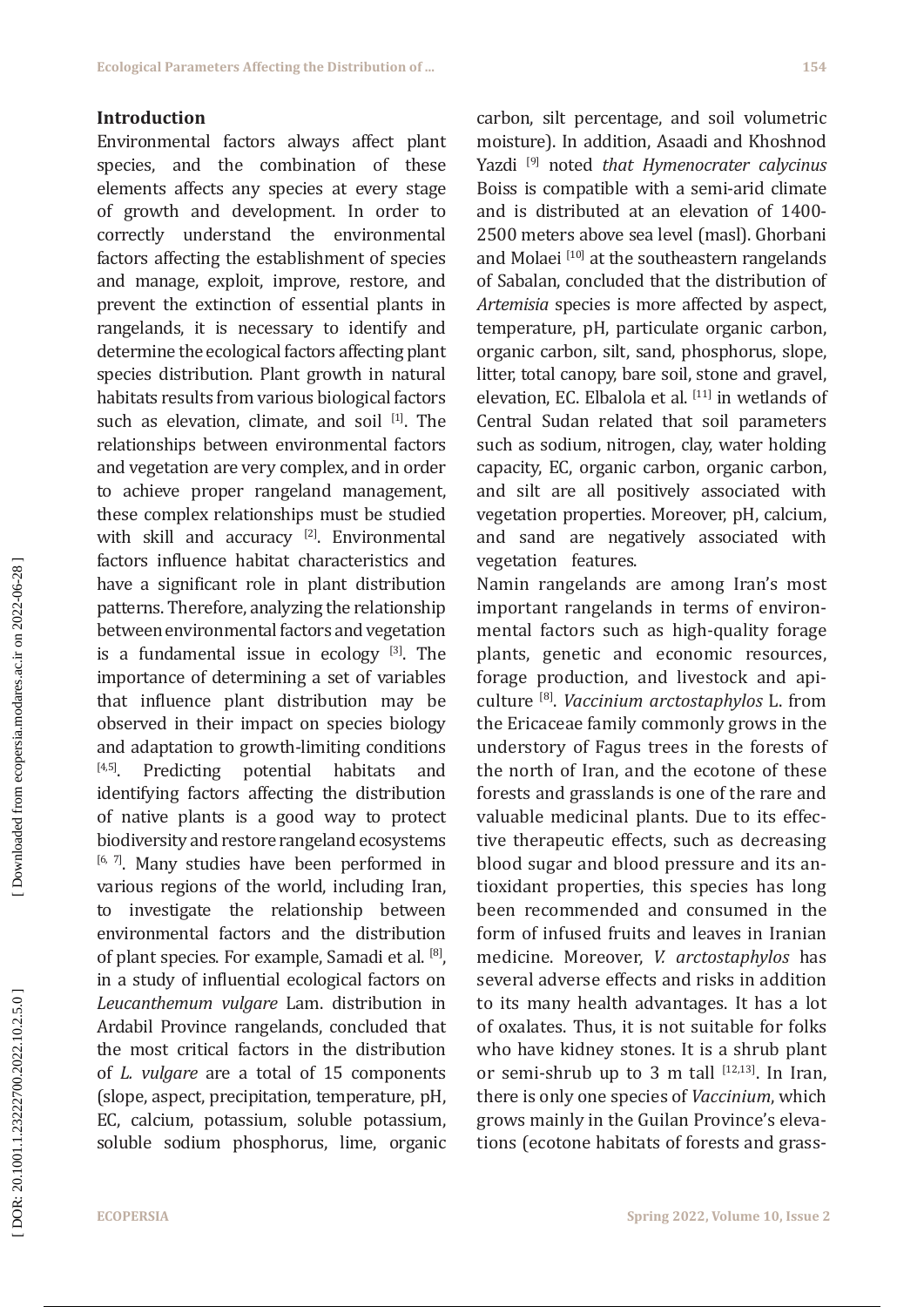## Introduction

Environmental factors always affect plant species, and the combination of these elements affects any species at every stage of growth and development. In order to correctly understand the environmental factors affecting the establishment of species and manage, exploit, improve, restore, and prevent the extinction of essential plants in rangelands, it is necessary to identify and determine the ecological factors affecting plant species distribution. Plant growth in natural habitats results from various biological factors such as elevation, climate, and soil [1]. The relationships between environmental factors and vegetation are very complex, and in order to achieve proper rangeland management, these complex relationships must be studied with skill and accuracy [2]. Environmental factors influence habitat characteristics and have a significant role in plant distribution patterns. Therefore, analyzing the relationship between environmental factors and vegetation is a fundamental issue in ecology [3]. The importance of determining a set of variables that influence plant distribution may be observed in their impact on species biology and adaptation to growth-limiting conditions [4,5]. Predicting potential habitats and identifying factors affecting the distribution of native plants is a good way to protect biodiversity and restore rangeland ecosystems [6, 7]. Many studies have been performed in various regions of the world, including Iran, to investigate the relationship between environmental factors and the distribution of plant species. For example, Samadi et al. [8], in a study of influential ecological factors on *Leucanthemum vulgare* Lam. distribution in Ardabil Province rangelands, concluded that the most critical factors in the distribution of *L. vulgare* are a total of 15 components (slope, aspect, precipitation, temperature, pH, EC, calcium, potassium, soluble potassium, soluble sodium phosphorus, lime, organic carbon, silt percentage, and soil volumetric moisture). In addition, Asaadi and Khoshnod Yazdi [9] noted *that Hymenocrater calycinus* Boiss is compatible with a semi-arid climate and is distributed at an elevation of 1400-2500 meters above sea level (masl). Ghorbani and Molaei [10] at the southeastern rangelands of Sabalan, concluded that the distribution of *Artemisia* species is more affected by aspect, temperature, pH, particulate organic carbon, organic carbon, silt, sand, phosphorus, slope, litter, total canopy, bare soil, stone and gravel, elevation, EC. Elbalola et al. [11] in wetlands of Central Sudan related that soil parameters such as sodium, nitrogen, clay, water holding capacity, EC, organic carbon, organic carbon, and silt are all positively associated with vegetation properties. Moreover, pH, calcium, and sand are negatively associated with vegetation features.

Namin rangelands are among Iran's most important rangelands in terms of environmental factors such as high-quality forage plants, genetic and economic resources, forage production, and livestock and apiculture [8]. *Vaccinium arctostaphylos* L. from the Ericaceae family commonly grows in the understory of Fagus trees in the forests of the north of Iran, and the ecotone of these forests and grasslands is one of the rare and valuable medicinal plants. Due to its effective therapeutic effects, such as decreasing blood sugar and blood pressure and its antioxidant properties, this species has long been recommended and consumed in the form of infused fruits and leaves in Iranian medicine. Moreover, *V. arctostaphylos* has several adverse effects and risks in addition to its many health advantages. It has a lot of oxalates. Thus, it is not suitable for folks who have kidney stones. It is a shrub plant or semi-shrub up to 3 m tall [12,13]. In Iran, there is only one species of *Vaccinium*, which grows mainly in the Guilan Province's elevations (ecotone habitats of forests and grass-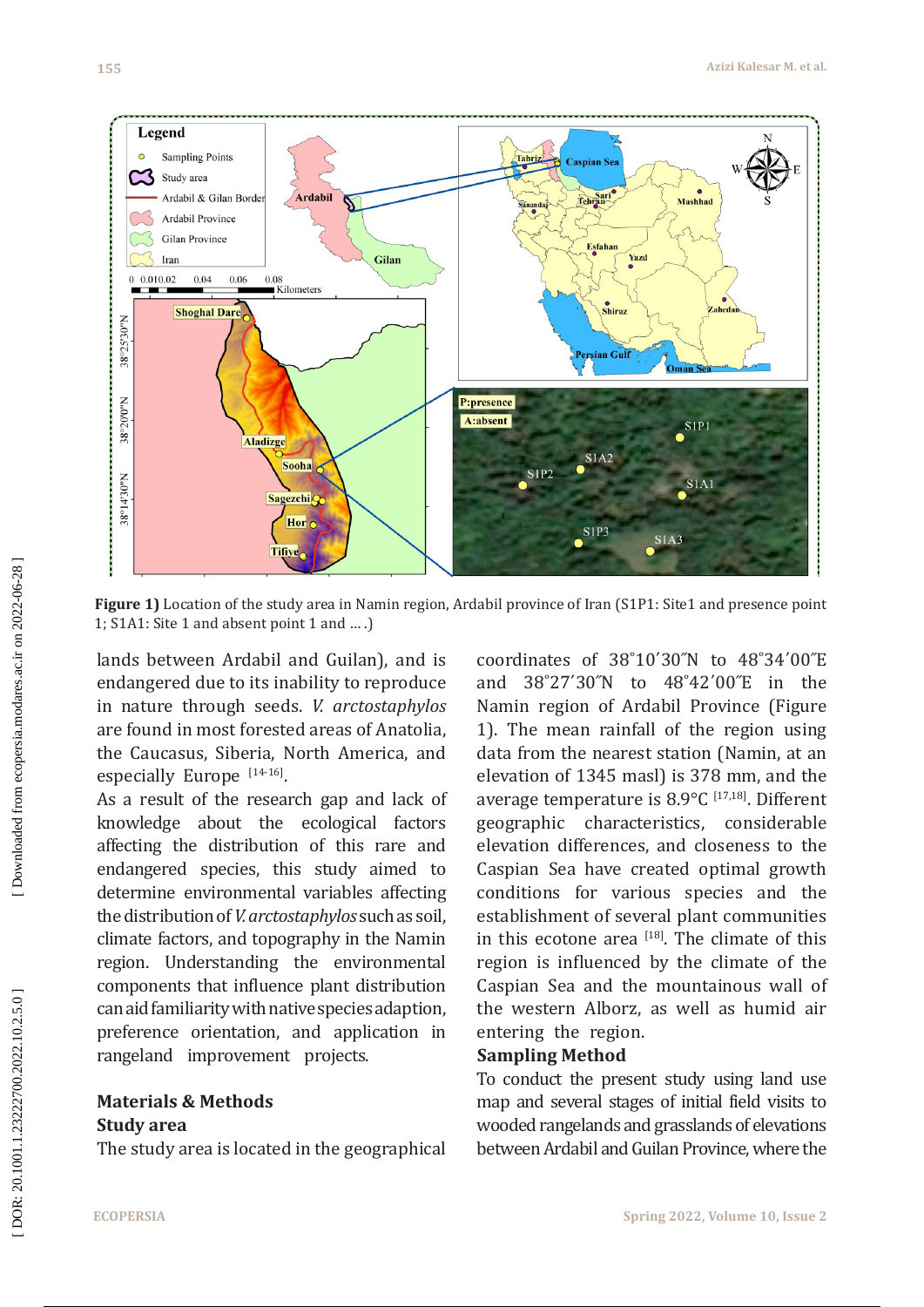**Figure 1)** Location of the study area in Namin region, Ardabil province of Iran (S1P1: Site1 and presence point 1; S1A1: Site 1 and absent point 1 and … .)

lands between Ardabil and Guilan), and is endangered due to its inability to reproduce in nature through seeds. *V. arctostaphylos* are found in most forested areas of Anatolia, the Caucasus, Siberia, North America, and especially Europe [14-16].

As a result of the research gap and lack of knowledge about the ecological factors affecting the distribution of this rare and endangered species, this study aimed to determine environmental variables affecting the distribution of *V. arctostaphylos* such as soil, climate factors, and topography in the Namin region. Understanding the environmental components that influence plant distribution can aid familiarity with native species adaption, preference orientation, and application in rangeland improvement projects.

## Materials & Methods

### Study area

The study area is located in the geographical coordinates of 38˚10′30″N to 48˚34′00″E and 38˚27′30″N to 48˚42′00″E in the Namin region of Ardabil Province (Figure 1). The mean rainfall of the region using data from the nearest station (Namin, at an elevation of 1345 masl) is 378 mm, and the average temperature is 8.9°C [17,18]. Different geographic characteristics, considerable elevation differences, and closeness to the Caspian Sea have created optimal growth conditions for various species and the establishment of several plant communities in this ecotone area [18]. The climate of this region is influenced by the climate of the Caspian Sea and the mountainous wall of the western Alborz, as well as humid air entering the region.

### Sampling Method

To conduct the present study using land use map and several stages of initial field visits to wooded rangelands and grasslands of elevations between Ardabil and Guilan Province, where the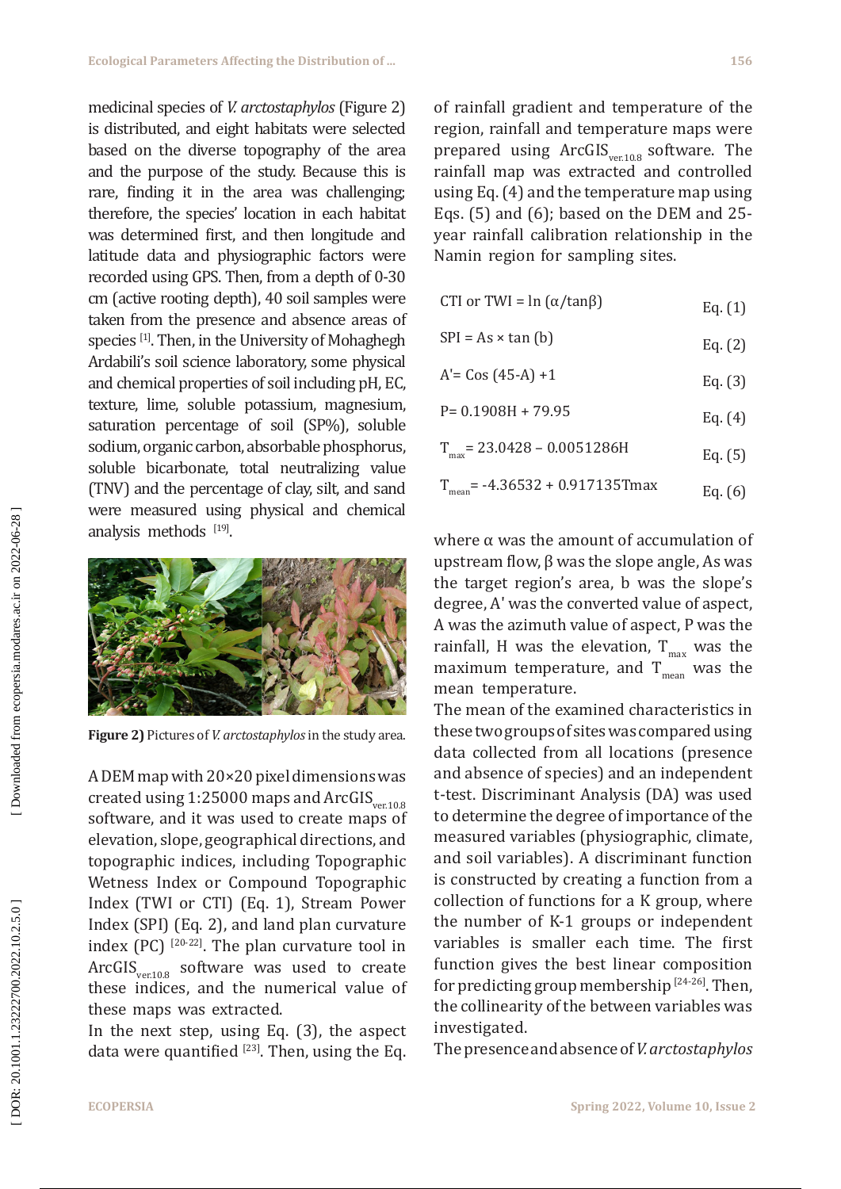medicinal species of *V. arctostaphylos* (Figure 2) is distributed, and eight habitats were selected based on the diverse topography of the area and the purpose of the study. Because this is rare, finding it in the area was challenging; therefore, the species' location in each habitat was determined first, and then longitude and latitude data and physiographic factors were recorded using GPS. Then, from a depth of 0-30 cm (active rooting depth), 40 soil samples were taken from the presence and absence areas of species [1]. Then, in the University of Mohaghegh Ardabili's soil science laboratory, some physical and chemical properties of soil including pH, EC, texture, lime, soluble potassium, magnesium, saturation percentage of soil (SP%), soluble sodium, organic carbon, absorbable phosphorus, soluble bicarbonate, total neutralizing value (TNV) and the percentage of clay, silt, and sand were measured using physical and chemical analysis methods [19].

**Figure 2)** Pictures of *V. arctostaphylos* in the study area.

A DEM map with 20×20 pixel dimensions was created using 1:25000 maps and $ArcGIS_{ver.10.8}$ software, and it was used to create maps of elevation, slope, geographical directions, and topographic indices, including Topographic Wetness Index or Compound Topographic Index (TWI or CTI) (Eq. 1), Stream Power Index (SPI) (Eq. 2), and land plan curvature index (PC) [20-22]. The plan curvature tool in $ArcGIS_{ver.10.8}$ software was used to create these indices, and the numerical value of these maps was extracted.

In the next step, using Eq. (3), the aspect data were quantified [23]. Then, using the Eq. of rainfall gradient and temperature of the region, rainfall and temperature maps were prepared using $ArcGIS_{ver.10.8}$ software. The rainfall map was extracted and controlled using Eq. (4) and the temperature map using Eqs. (5) and (6); based on the DEM and 25-year rainfall calibration relationship in the Namin region for sampling sites.

$$\text{CTI or TWI} = \ln(\alpha/\tan\beta) \quad \text{Eq. (1)}$$

$$\text{SPI} = As \times \tan(b) \quad \text{Eq. (2)}$$

$$A' = \cos(45 - A) + 1 \quad \text{Eq. (3)}$$

$$P = 0.1908H + 79.95 \quad \text{Eq. (4)}$$

$$T_{max} = 23.0428 - 0.0051286H \quad \text{Eq. (5)}$$

$$T_{mean} = -4.36532 + 0.917135T_{max} \quad \text{Eq. (6)}$$

where α was the amount of accumulation of upstream flow, β was the slope angle, As was the target region's area, b was the slope's degree, A' was the converted value of aspect, A was the azimuth value of aspect, P was the rainfall, H was the elevation, $T_{max}$ was the maximum temperature, and $T_{mean}$ was the mean temperature.

The mean of the examined characteristics in these two groups of sites was compared using data collected from all locations (presence and absence of species) and an independent t-test. Discriminant Analysis (DA) was used to determine the degree of importance of the measured variables (physiographic, climate, and soil variables). A discriminant function is constructed by creating a function from a collection of functions for a K group, where the number of K-1 groups or independent variables is smaller each time. The first function gives the best linear composition for predicting group membership [24-26]. Then, the collinearity of the between variables was investigated.

The presence and absence of *V. arctostaphylos*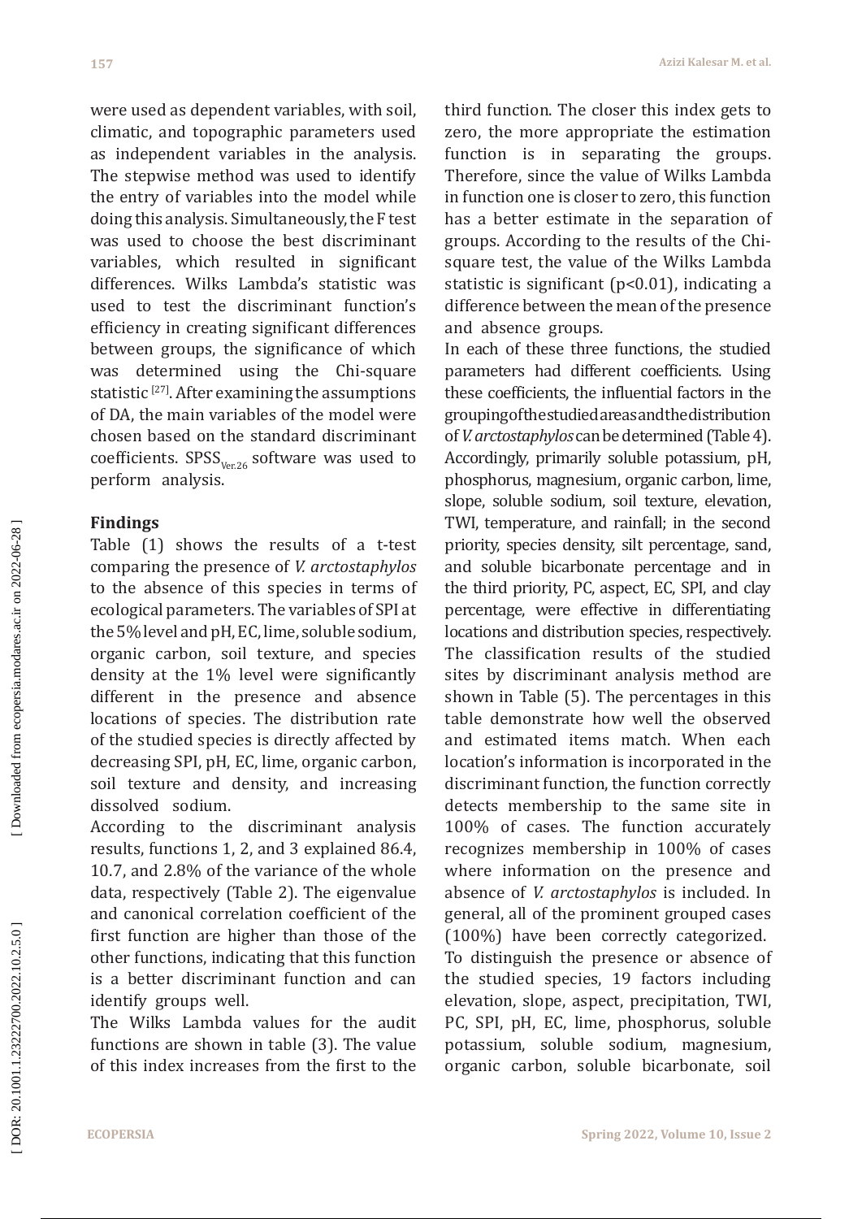were used as dependent variables, with soil, climatic, and topographic parameters used as independent variables in the analysis. The stepwise method was used to identify the entry of variables into the model while doing this analysis. Simultaneously, the F test was used to choose the best discriminant variables, which resulted in significant differences. Wilks Lambda's statistic was used to test the discriminant function's efficiency in creating significant differences between groups, the significance of which was determined using the Chi-square statistic [27]. After examining the assumptions of DA, the main variables of the model were chosen based on the standard discriminant coefficients. $SPSS_{Ver.26}$ software was used to perform analysis.

## Findings

Table (1) shows the results of a t-test comparing the presence of *V. arctostaphylos* to the absence of this species in terms of ecological parameters. The variables of SPI at the 5% level and pH, EC, lime, soluble sodium, organic carbon, soil texture, and species density at the 1% level were significantly different in the presence and absence locations of species. The distribution rate of the studied species is directly affected by decreasing SPI, pH, EC, lime, organic carbon, soil texture and density, and increasing dissolved sodium.

According to the discriminant analysis results, functions 1, 2, and 3 explained 86.4, 10.7, and 2.8% of the variance of the whole data, respectively (Table 2). The eigenvalue and canonical correlation coefficient of the first function are higher than those of the other functions, indicating that this function is a better discriminant function and can identify groups well.

The Wilks Lambda values for the audit functions are shown in table (3). The value of this index increases from the first to the third function. The closer this index gets to zero, the more appropriate the estimation function is in separating the groups. Therefore, since the value of Wilks Lambda in function one is closer to zero, this function has a better estimate in the separation of groups. According to the results of the Chi-square test, the value of the Wilks Lambda statistic is significant ($p<0.01$), indicating a difference between the mean of the presence and absence groups.

In each of these three functions, the studied parameters had different coefficients. Using these coefficients, the influential factors in the grouping of the studied areas and the distribution of *V. arctostaphylos* can be determined (Table 4). Accordingly, primarily soluble potassium, pH, phosphorus, magnesium, organic carbon, lime, slope, soluble sodium, soil texture, elevation, TWI, temperature, and rainfall; in the second priority, species density, silt percentage, sand, and soluble bicarbonate percentage and in the third priority, PC, aspect, EC, SPI, and clay percentage, were effective in differentiating locations and distribution species, respectively. The classification results of the studied sites by discriminant analysis method are shown in Table (5). The percentages in this table demonstrate how well the observed and estimated items match. When each location's information is incorporated in the discriminant function, the function correctly detects membership to the same site in 100% of cases. The function accurately recognizes membership in 100% of cases where information on the presence and absence of *V. arctostaphylos* is included. In general, all of the prominent grouped cases (100%) have been correctly categorized.

To distinguish the presence or absence of the studied species, 19 factors including elevation, slope, aspect, precipitation, TWI, PC, SPI, pH, EC, lime, phosphorus, soluble potassium, soluble sodium, magnesium, organic carbon, soluble bicarbonate, soil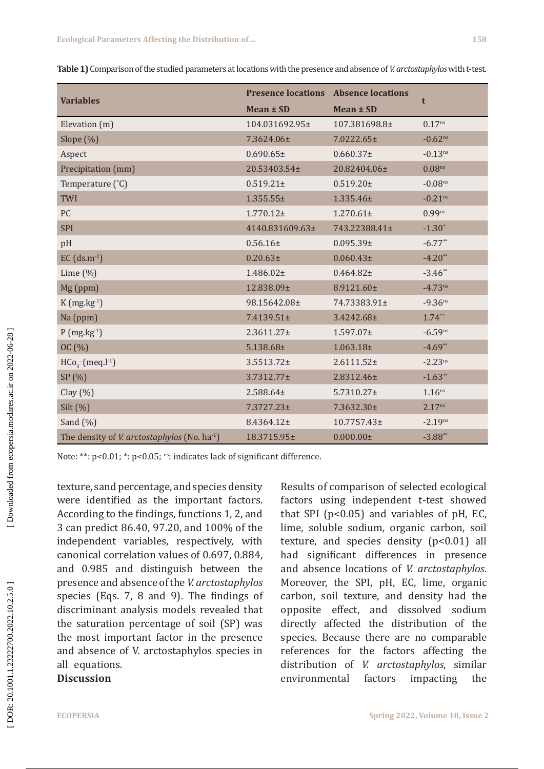**Table 1)** Comparison of the studied parameters at locations with the presence and absence of *V. arctostaphylos* with t-test.

| Variables | Presence locations | Absence locations | t |
|---|---|---|---|
| | Mean ± SD | Mean ± SD | |
| Elevation (m) | 104.031692.95± | 107.381698.8± | $0.17^{ns}$ |
| Slope (%) | 7.3624.06± | 7.0222.65± | $-0.62^{ns}$ |
| Aspect | 0.690.65± | 0.660.37± | $-0.13^{ns}$ |
| Precipitation (mm) | 20.53403.54± | 20.82404.06± | $0.08^{ns}$ |
| Temperature (°C) | 0.519.21± | 0.519.20± | $-0.08^{ns}$ |
| TWI | 1.355.55± | 1.335.46± | $-0.21^{ns}$ |
| PC | 1.770.12± | 1.270.61± | $0.99^{ns}$ |
| SPI | 4140.831609.63± | 743.22388.41± | $-1.30^{*}$ |
| pH | 0.56.16± | 0.095.39± | $-6.77^{**}$ |
| EC ($ds.m^{-1}$) | 0.20.63± | 0.060.43± | $-4.20^{**}$ |
| Lime (%) | 1.486.02± | 0.464.82± | $-3.46^{**}$ |
| Mg (ppm) | 12.838.09± | 8.9121.60± | $-4.73^{ns}$ |
| K ($mg.kg^{-1}$) | 98.15642.08± | 74.73383.91± | $-9.36^{ns}$ |
| Na (ppm) | 7.4139.51± | 3.4242.68± | $1.74^{**}$ |
| P ($mg.kg^{-1}$) | 2.3611.27± | 1.597.07± | $-6.59^{ns}$ |
| OC (%) | 5.138.68± | 1.063.18± | $-4.69^{**}$ |
| $HCo_3^-$ ($meq.l^{-1}$) | 3.5513.72± | 2.6111.52± | $-2.23^{ns}$ |
| SP (%) | 3.7312.77± | 2.8312.46± | $-1.63^{**}$ |
| Clay (%) | 2.588.64± | 5.7310.27± | $1.16^{ns}$ |
| Silt (%) | 7.3727.23± | 7.3632.30± | $2.17^{ns}$ |
| Sand (%) | 8.4364.12± | 10.7757.43± | $-2.19^{ns}$ |
| The density of *V. arctostaphylos* (No. $ha^{-1}$) | 18.3715.95± | 0.000.00± | $-3.88^{**}$ |

Note: **: $p<0.01$; *: $p<0.05$; ns: indicates lack of significant difference.

texture, sand percentage, and species density were identified as the important factors. According to the findings, functions 1, 2, and 3 can predict 86.40, 97.20, and 100% of the independent variables, respectively, with canonical correlation values of 0.697, 0.884, and 0.985 and distinguish between the presence and absence of the *V. arctostaphylos* species (Eqs. 7, 8 and 9). The findings of discriminant analysis models revealed that the saturation percentage of soil (SP) was the most important factor in the presence and absence of V. arctostaphylos species in all equations.

## Discussion

Results of comparison of selected ecological factors using independent t-test showed that SPI ($p<0.05$) and variables of pH, EC, lime, soluble sodium, organic carbon, soil texture, and species density ($p<0.01$) all had significant differences in presence and absence locations of *V. arctostaphylos*. Moreover, the SPI, pH, EC, lime, organic carbon, soil texture, and density had the opposite effect, and dissolved sodium directly affected the distribution of the species. Because there are no comparable references for the factors affecting the distribution of *V. arctostaphylos*, similar environmental factors impacting the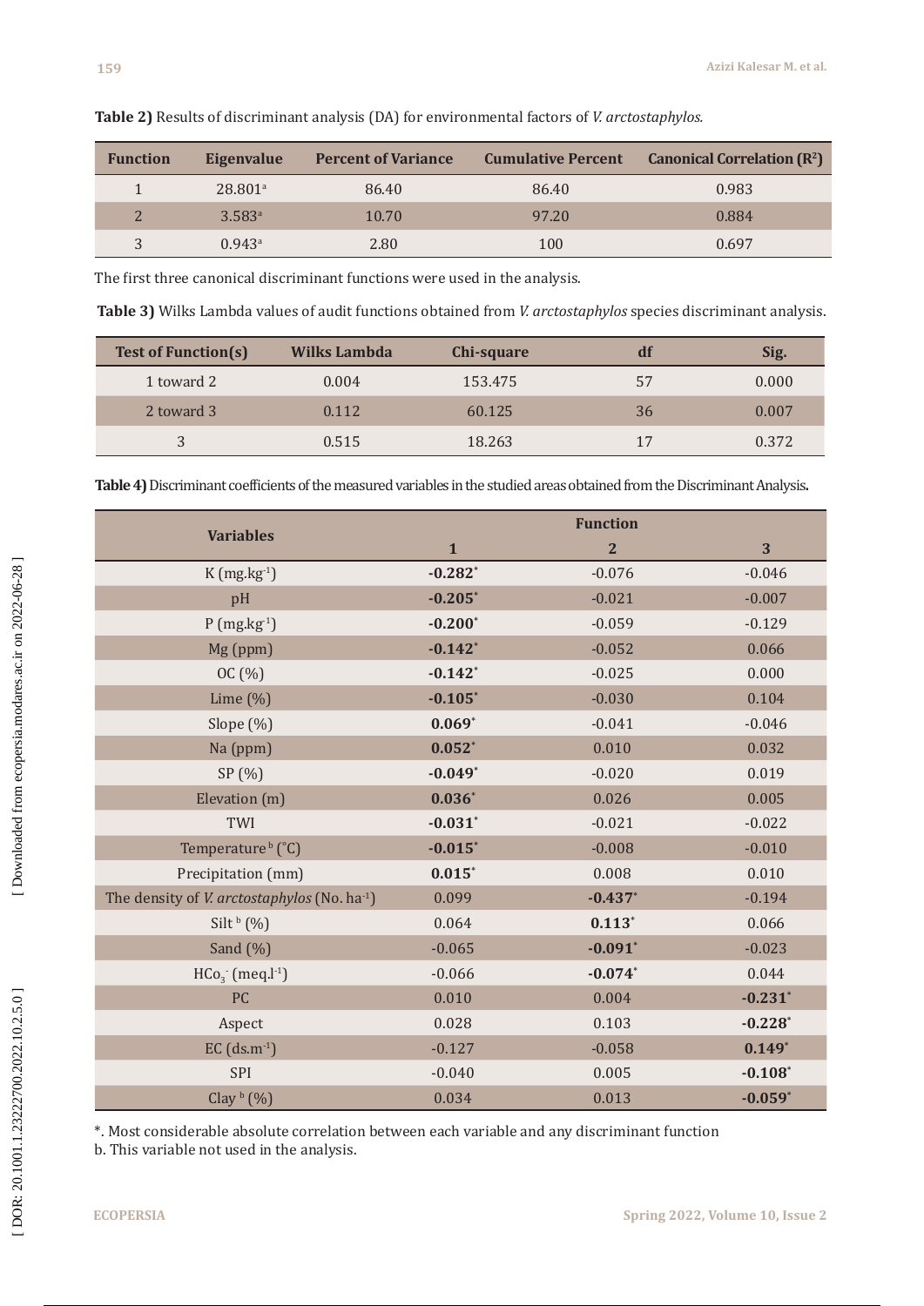**Table 2)** Results of discriminant analysis (DA) for environmental factors of *V. arctostaphylos.*

| Function | Eigenvalue | Percent of Variance | Cumulative Percent | Canonical Correlation ($R^2$) |
|---|---|---|---|---|
| 1 | 28.801[a] | 86.40 | 86.40 | 0.983 |
| 2 | 3.583[a] | 10.70 | 97.20 | 0.884 |
| 3 | 0.943[a] | 2.80 | 100 | 0.697 |

The first three canonical discriminant functions were used in the analysis.

**Table 3)** Wilks Lambda values of audit functions obtained from *V. arctostaphylos* species discriminant analysis.

| Test of Function(s) | Wilks Lambda | Chi-square | df | Sig. |
|---|---|---|---|---|
| 1 toward 2 | 0.004 | 153.475 | 57 | 0.000 |
| 2 toward 3 | 0.112 | 60.125 | 36 | 0.007 |
| 3 | 0.515 | 18.263 | 17 | 0.372 |

**Table 4)** Discriminant coefficients of the measured variables in the studied areas obtained from the Discriminant Analysis.

| Variables | Function | | |
|---|---|---|---|
| | 1 | 2 | 3 |
| K ($mg.kg^{-1}$) | **-0.282*** | -0.076 | -0.046 |
| pH | **-0.205*** | -0.021 | -0.007 |
| P ($mg.kg^{-1}$) | **-0.200*** | -0.059 | -0.129 |
| Mg (ppm) | **-0.142*** | -0.052 | 0.066 |
| OC (%) | **-0.142*** | -0.025 | 0.000 |
| Lime (%) | **-0.105*** | -0.030 | 0.104 |
| Slope (%) | **0.069*** | -0.041 | -0.046 |
| Na (ppm) | **0.052*** | 0.010 | 0.032 |
| SP (%) | **-0.049*** | -0.020 | 0.019 |
| Elevation (m) | **0.036*** | 0.026 | 0.005 |
| TWI | **-0.031*** | -0.021 | -0.022 |
| Temperature [b] (°C) | **-0.015*** | -0.008 | -0.010 |
| Precipitation (mm) | **0.015*** | 0.008 | 0.010 |
| The density of *V. arctostaphylos* (No. $ha^{-1}$) | 0.099 | **-0.437*** | -0.194 |
| Silt [b] (%) | 0.064 | **0.113*** | 0.066 |
| Sand (%) | -0.065 | **-0.091*** | -0.023 |
| $HCo_3^-$ ($meq.l^{-1}$) | -0.066 | **-0.074*** | 0.044 |
| PC | 0.010 | 0.004 | **-0.231*** |
| Aspect | 0.028 | 0.103 | **-0.228*** |
| EC ($ds.m^{-1}$) | -0.127 | -0.058 | **0.149*** |
| SPI | -0.040 | 0.005 | **-0.108*** |
| Clay [b] (%) | 0.034 | 0.013 | **-0.059*** |

*. Most considerable absolute correlation between each variable and any discriminant function

b. This variable not used in the analysis.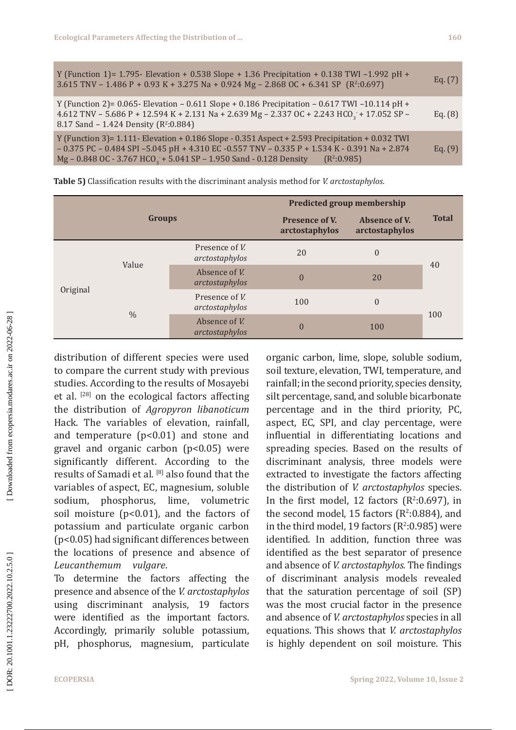| | |
|---|---|
| Y (Function 1)= 1.795- Elevation + 0.538 Slope + 1.36 Precipitation + 0.138 TWI –1.992 pH + 3.615 TNV – 1.486 P + 0.93 K + 3.275 Na + 0.924 Mg – 2.868 OC + 6.341 SP ($R^2$:0.697) | Eq. (7) |
| Y (Function 2)= 0.065- Elevation – 0.611 Slope + 0.186 Precipitation – 0.617 TWI –10.114 pH + 4.612 TNV – 5.686 P + 12.594 K + 2.131 Na + 2.639 Mg – 2.337 OC + 2.243 $HCO_3^-$ + 17.052 SP – 8.17 Sand – 1.424 Density ($R^2$:0.884) | Eq. (8) |
| Y (Function 3)= 1.111- Elevation + 0.186 Slope - 0.351 Aspect + 2.593 Precipitation + 0.032 TWI – 0.375 PC – 0.484 SPI –5.045 pH + 4.310 EC -0.557 TNV – 0.335 P + 1.534 K - 0.391 Na + 2.874 Mg – 0.848 OC - 3.767 $HCO_3^-$ + 5.041 SP – 1.950 Sand - 0.128 Density ($R^2$:0.985) | Eq. (9) |

**Table 5)** Classification results with the discriminant analysis method for *V. arctostaphylos*.

| Groups | | | Predicted group membership | | Total |
|---|---|---|---|---|---|
| | | | Presence of V. arctostaphylos | Absence of V. arctostaphylos | |
| Original | Value | Presence of *V. arctostaphylos* | 20 | 0 | 40 |
| | | Absence of *V. arctostaphylos* | 0 | 20 | |
| | % | Presence of *V. arctostaphylos* | 100 | 0 | 100 |
| | | Absence of *V. arctostaphylos* | 0 | 100 | |

distribution of different species were used to compare the current study with previous studies. According to the results of Mosayebi et al. [28] on the ecological factors affecting the distribution of *Agropyron libanoticum* Hack. The variables of elevation, rainfall, and temperature ($p<0.01$) and stone and gravel and organic carbon ($p<0.05$) were significantly different. According to the results of Samadi et al. [8] also found that the variables of aspect, EC, magnesium, soluble sodium, phosphorus, lime, volumetric soil moisture ($p<0.01$), and the factors of potassium and particulate organic carbon ($p<0.05$) had significant differences between the locations of presence and absence of *Leucanthemum vulgare*.

To determine the factors affecting the presence and absence of the *V. arctostaphylos* using discriminant analysis, 19 factors were identified as the important factors. Accordingly, primarily soluble potassium, pH, phosphorus, magnesium, particulate organic carbon, lime, slope, soluble sodium, soil texture, elevation, TWI, temperature, and rainfall; in the second priority, species density, silt percentage, sand, and soluble bicarbonate percentage and in the third priority, PC, aspect, EC, SPI, and clay percentage, were influential in differentiating locations and spreading species. Based on the results of discriminant analysis, three models were extracted to investigate the factors affecting the distribution of *V. arctostaphylos* species. In the first model, 12 factors ($R^2$:0.697), in the second model, 15 factors ($R^2$:0.884), and in the third model, 19 factors ($R^2$:0.985) were identified. In addition, function three was identified as the best separator of presence and absence of *V. arctostaphylos*. The findings of discriminant analysis models revealed that the saturation percentage of soil (SP) was the most crucial factor in the presence and absence of *V. arctostaphylos* species in all equations. This shows that *V. arctostaphylos* is highly dependent on soil moisture. This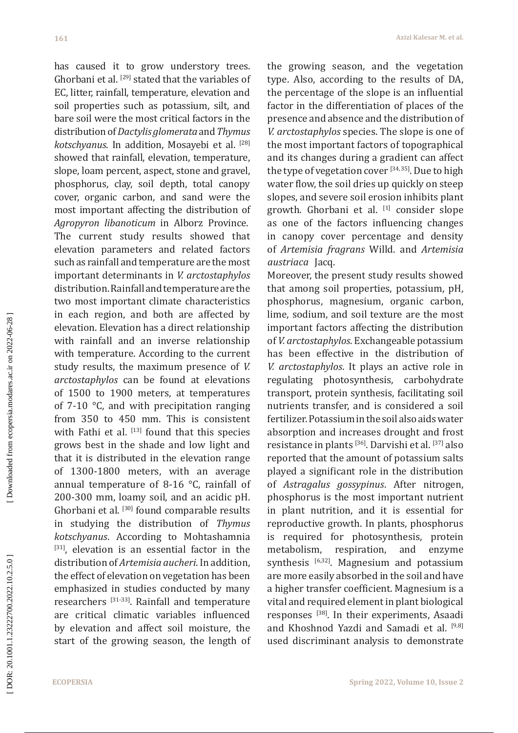has caused it to grow understory trees. Ghorbani et al. [29] stated that the variables of EC, litter, rainfall, temperature, elevation and soil properties such as potassium, silt, and bare soil were the most critical factors in the distribution of *Dactylis glomerata* and *Thymus kotschyanus*. In addition, Mosayebi et al. [28] showed that rainfall, elevation, temperature, slope, loam percent, aspect, stone and gravel, phosphorus, clay, soil depth, total canopy cover, organic carbon, and sand were the most important affecting the distribution of *Agropyron libanoticum* in Alborz Province.

The current study results showed that elevation parameters and related factors such as rainfall and temperature are the most important determinants in *V. arctostaphylos* distribution. Rainfall and temperature are the two most important climate characteristics in each region, and both are affected by elevation. Elevation has a direct relationship with rainfall and an inverse relationship with temperature. According to the current study results, the maximum presence of *V. arctostaphylos* can be found at elevations of 1500 to 1900 meters, at temperatures of 7-10 °C, and with precipitation ranging from 350 to 450 mm. This is consistent with Fathi et al. [13] found that this species grows best in the shade and low light and that it is distributed in the elevation range of 1300-1800 meters, with an average annual temperature of 8-16 °C, rainfall of 200-300 mm, loamy soil, and an acidic pH. Ghorbani et al. [30] found comparable results in studying the distribution of *Thymus kotschyanus*. According to Mohtashamnia [31], elevation is an essential factor in the distribution of *Artemisia aucheri*. In addition, the effect of elevation on vegetation has been emphasized in studies conducted by many researchers [31-33]. Rainfall and temperature are critical climatic variables influenced by elevation and affect soil moisture, the start of the growing season, the length of the growing season, and the vegetation type. Also, according to the results of DA, the percentage of the slope is an influential factor in the differentiation of places of the presence and absence and the distribution of *V. arctostaphylos* species. The slope is one of the most important factors of topographical and its changes during a gradient can affect the type of vegetation cover [34,35]. Due to high water flow, the soil dries up quickly on steep slopes, and severe soil erosion inhibits plant growth. Ghorbani et al. [1] consider slope as one of the factors influencing changes in canopy cover percentage and density of *Artemisia fragrans* Willd. and *Artemisia austriaca* Jacq.

Moreover, the present study results showed that among soil properties, potassium, pH, phosphorus, magnesium, organic carbon, lime, sodium, and soil texture are the most important factors affecting the distribution of *V. arctostaphylos*. Exchangeable potassium has been effective in the distribution of *V. arctostaphylos*. It plays an active role in regulating photosynthesis, carbohydrate transport, protein synthesis, facilitating soil nutrients transfer, and is considered a soil fertilizer. Potassium in the soil also aids water absorption and increases drought and frost resistance in plants [36]. Darvishi et al. [37] also reported that the amount of potassium salts played a significant role in the distribution of *Astragalus gossypinus*. After nitrogen, phosphorus is the most important nutrient in plant nutrition, and it is essential for reproductive growth. In plants, phosphorus is required for photosynthesis, protein metabolism, respiration, and enzyme synthesis [6,32]. Magnesium and potassium are more easily absorbed in the soil and have a higher transfer coefficient. Magnesium is a vital and required element in plant biological responses [38]. In their experiments, Asaadi and Khoshnod Yazdi and Samadi et al. [9,8] used discriminant analysis to demonstrate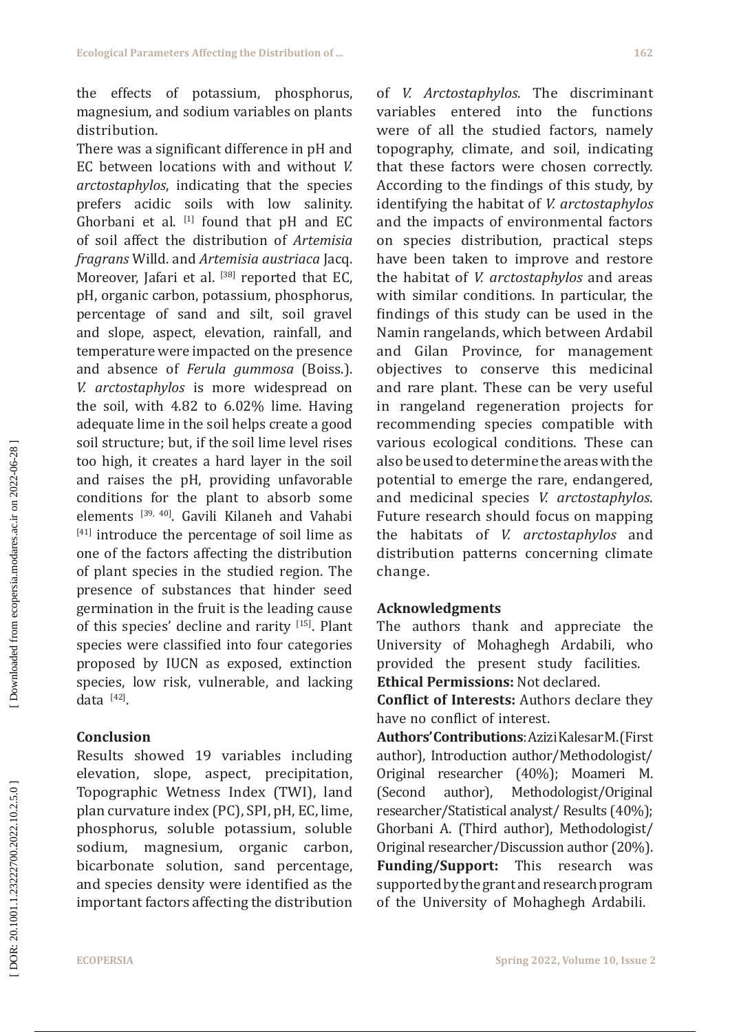the effects of potassium, phosphorus, magnesium, and sodium variables on plants distribution.

There was a significant difference in pH and EC between locations with and without *V. arctostaphylos*, indicating that the species prefers acidic soils with low salinity. Ghorbani et al. [1] found that pH and EC of soil affect the distribution of *Artemisia fragrans* Willd. and *Artemisia austriaca* Jacq. Moreover, Jafari et al. [38] reported that EC, pH, organic carbon, potassium, phosphorus, percentage of sand and silt, soil gravel and slope, aspect, elevation, rainfall, and temperature were impacted on the presence and absence of *Ferula gummosa* (Boiss.). *V. arctostaphylos* is more widespread on the soil, with 4.82 to 6.02% lime. Having adequate lime in the soil helps create a good soil structure; but, if the soil lime level rises too high, it creates a hard layer in the soil and raises the pH, providing unfavorable conditions for the plant to absorb some elements [39, 40]. Gavili Kilaneh and Vahabi [41] introduce the percentage of soil lime as one of the factors affecting the distribution of plant species in the studied region. The presence of substances that hinder seed germination in the fruit is the leading cause of this species' decline and rarity [15]. Plant species were classified into four categories proposed by IUCN as exposed, extinction species, low risk, vulnerable, and lacking data [42].

## Conclusion

Results showed 19 variables including elevation, slope, aspect, precipitation, Topographic Wetness Index (TWI), land plan curvature index (PC), SPI, pH, EC, lime, phosphorus, soluble potassium, soluble sodium, magnesium, organic carbon, bicarbonate solution, sand percentage, and species density were identified as the important factors affecting the distribution of *V. Arctostaphylos*. The discriminant variables entered into the functions were of all the studied factors, namely topography, climate, and soil, indicating that these factors were chosen correctly. According to the findings of this study, by identifying the habitat of *V. arctostaphylos* and the impacts of environmental factors on species distribution, practical steps have been taken to improve and restore the habitat of *V. arctostaphylos* and areas with similar conditions. In particular, the findings of this study can be used in the Namin rangelands, which between Ardabil and Gilan Province, for management objectives to conserve this medicinal and rare plant. These can be very useful in rangeland regeneration projects for recommending species compatible with various ecological conditions. These can also be used to determine the areas with the potential to emerge the rare, endangered, and medicinal species *V. arctostaphylos*. Future research should focus on mapping the habitats of *V. arctostaphylos* and distribution patterns concerning climate change.

## Acknowledgments

The authors thank and appreciate the University of Mohaghegh Ardabili, who provided the present study facilities.

**Ethical Permissions:** Not declared.

**Conflict of Interests:** Authors declare they have no conflict of interest.

**Authors' Contributions**: Azizi Kalesar M. (First author), Introduction author/Methodologist/Original researcher (40%); Moameri M. (Second author), Methodologist/Original researcher/Statistical analyst/ Results (40%); Ghorbani A. (Third author), Methodologist/Original researcher/Discussion author (20%).

**Funding/Support:** This research was supported by the grant and research program of the University of Mohaghegh Ardabili.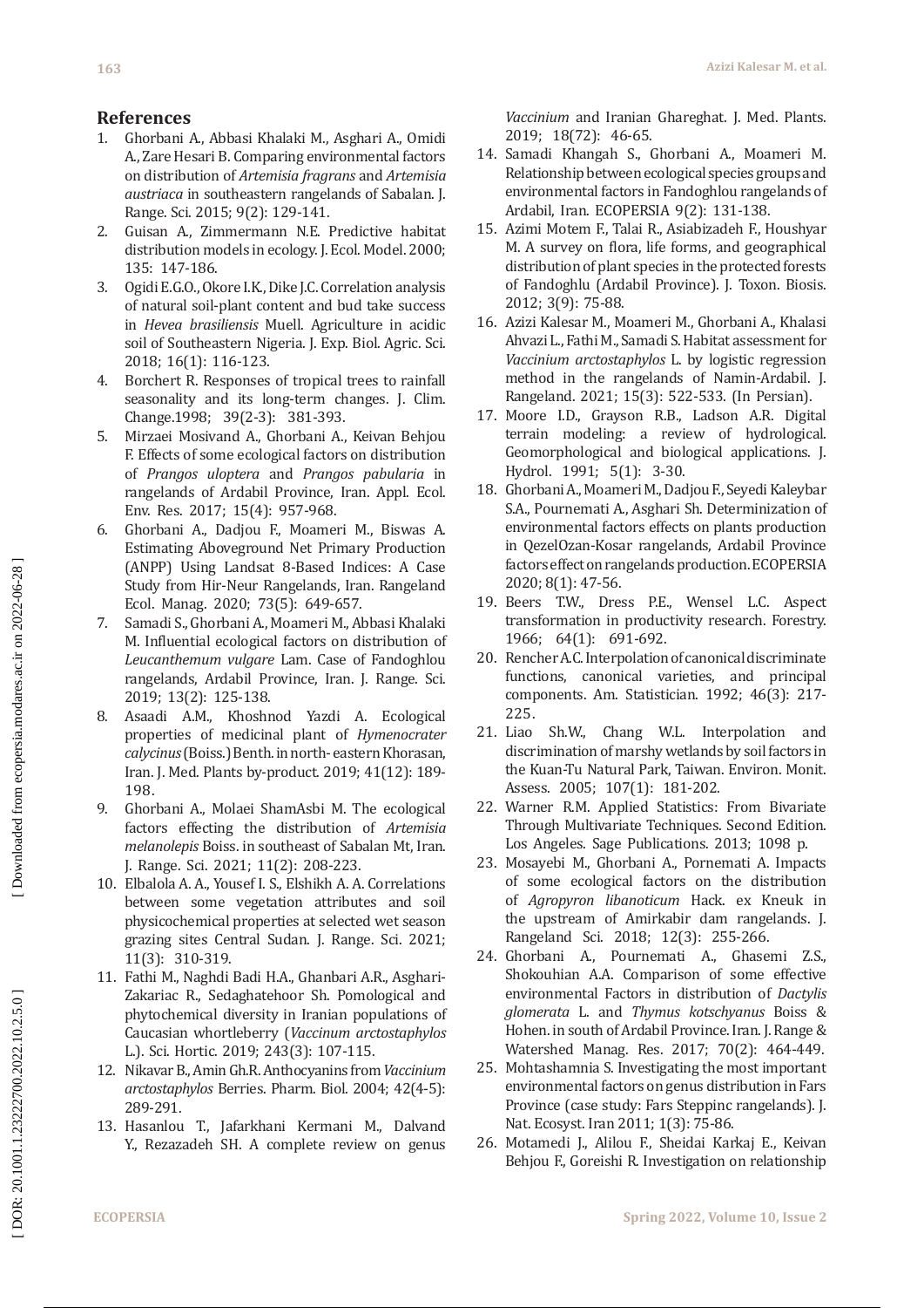## References

1. Ghorbani A., Abbasi Khalaki M., Asghari A., Omidi A., Zare Hesari B. Comparing environmental factors on distribution of *Artemisia fragrans* and *Artemisia austriaca* in southeastern rangelands of Sabalan. J. Range. Sci. 2015; 9(2): 129-141.
2. Guisan A., Zimmermann N.E. Predictive habitat distribution models in ecology. J. Ecol. Model. 2000; 135: 147-186.
3. Ogidi E.G.O., Okore I.K., Dike J.C. Correlation analysis of natural soil-plant content and bud take success in *Hevea brasiliensis* Muell. Agriculture in acidic soil of Southeastern Nigeria. J. Exp. Biol. Agric. Sci. 2018; 16(1): 116-123.
4. Borchert R. Responses of tropical trees to rainfall seasonality and its long-term changes. J. Clim. Change.1998; 39(2-3): 381-393.
5. Mirzaei Mosivand A., Ghorbani A., Keivan Behjou F. Effects of some ecological factors on distribution of *Prangos uloptera* and *Prangos pabularia* in rangelands of Ardabil Province, Iran. Appl. Ecol. Env. Res. 2017; 15(4): 957-968.
6. Ghorbani A., Dadjou F., Moameri M., Biswas A. Estimating Aboveground Net Primary Production (ANPP) Using Landsat 8-Based Indices: A Case Study from Hir-Neur Rangelands, Iran. Rangeland Ecol. Manag. 2020; 73(5): 649-657.
7. Samadi S., Ghorbani A., Moameri M., Abbasi Khalaki M. Influential ecological factors on distribution of *Leucanthemum vulgare* Lam. Case of Fandoghlou rangelands, Ardabil Province, Iran. J. Range. Sci. 2019; 13(2): 125-138.
8. Asaadi A.M., Khoshnod Yazdi A. Ecological properties of medicinal plant of *Hymenocrater calycinus* (Boiss.) Benth. in north- eastern Khorasan, Iran. J. Med. Plants by-product. 2019; 41(12): 189-198.
9. Ghorbani A., Molaei ShamAsbi M. The ecological factors effecting the distribution of *Artemisia melanolepis* Boiss. in southeast of Sabalan Mt, Iran. J. Range. Sci. 2021; 11(2): 208-223.
10. Elbalola A. A., Yousef I. S., Elshikh A. A. Correlations between some vegetation attributes and soil physicochemical properties at selected wet season grazing sites Central Sudan. J. Range. Sci. 2021; 11(3): 310-319.
11. Fathi M., Naghdi Badi H.A., Ghanbari A.R., Asghari-Zakariac R., Sedaghatehoor Sh. Pomological and phytochemical diversity in Iranian populations of Caucasian whortleberry (*Vaccinium arctostaphylos* L.). Sci. Hortic. 2019; 243(3): 107-115.
12. Nikavar B., Amin Gh.R. Anthocyanins from *Vaccinium arctostaphylos* Berries. Pharm. Biol. 2004; 42(4-5): 289-291.
13. Hasanlou T., Jafarkhani Kermani M., Dalvand Y., Rezazadeh SH. A complete review on genus *Vaccinium* and Iranian Ghareghat. J. Med. Plants. 2019; 18(72): 46-65.
14. Samadi Khangah S., Ghorbani A., Moameri M. Relationship between ecological species groups and environmental factors in Fandoghlou rangelands of Ardabil, Iran. ECOPERSIA 9(2): 131-138.
15. Azimi Motem F., Talai R., Asiabizadeh F., Houshyar M. A survey on flora, life forms, and geographical distribution of plant species in the protected forests of Fandoghlu (Ardabil Province). J. Toxon. Biosis. 2012; 3(9): 75-88.
16. Azizi Kalesar M., Moameri M., Ghorbani A., Khalasi Ahvazi L., Fathi M., Samadi S. Habitat assessment for *Vaccinium arctostaphylos* L. by logistic regression method in the rangelands of Namin-Ardabil. J. Rangeland. 2021; 15(3): 522-533. (In Persian).
17. Moore I.D., Grayson R.B., Ladson A.R. Digital terrain modeling: a review of hydrological. Geomorphological and biological applications. J. Hydrol. 1991; 5(1): 3-30.
18. Ghorbani A., Moameri M., Dadjou F., Seyedi Kaleybar S.A., Pournemati A., Asghari Sh. Determinization of environmental factors effects on plants production in QezelOzan-Kosar rangelands, Ardabil Province factors effect on rangelands production. ECOPERSIA 2020; 8(1): 47-56.
19. Beers T.W., Dress P.E., Wensel L.C. Aspect transformation in productivity research. Forestry. 1966; 64(1): 691-692.
20. Rencher A.C. Interpolation of canonical discriminate functions, canonical varieties, and principal components. Am. Statistician. 1992; 46(3): 217-225.
21. Liao Sh.W., Chang W.L. Interpolation and discrimination of marshy wetlands by soil factors in the Kuan-Tu Natural Park, Taiwan. Environ. Monit. Assess. 2005; 107(1): 181-202.
22. Warner R.M. Applied Statistics: From Bivariate Through Multivariate Techniques. Second Edition. Los Angeles. Sage Publications. 2013; 1098 p.
23. Mosayebi M., Ghorbani A., Pornemati A. Impacts of some ecological factors on the distribution of *Agropyron libanoticum* Hack. ex Kneuk in the upstream of Amirkabir dam rangelands. J. Rangeland Sci. 2018; 12(3): 255-266.
24. Ghorbani A., Pournemati A., Ghasemi Z.S., Shokouhian A.A. Comparison of some effective environmental Factors in distribution of *Dactylis glomerata* L. and *Thymus kotschyanus* Boiss & Hohen. in south of Ardabil Province. Iran. J. Range & Watershed Manag. Res. 2017; 70(2): 464-449.
25. Mohtashamnia S. Investigating the most important environmental factors on genus distribution in Fars Province (case study: Fars Steppinc rangelands). J. Nat. Ecosyst. Iran 2011; 1(3): 75-86.
26. Motamedi J., Alilou F., Sheidai Karkaj E., Keivan Behjou F., Goreishi R. Investigation on relationship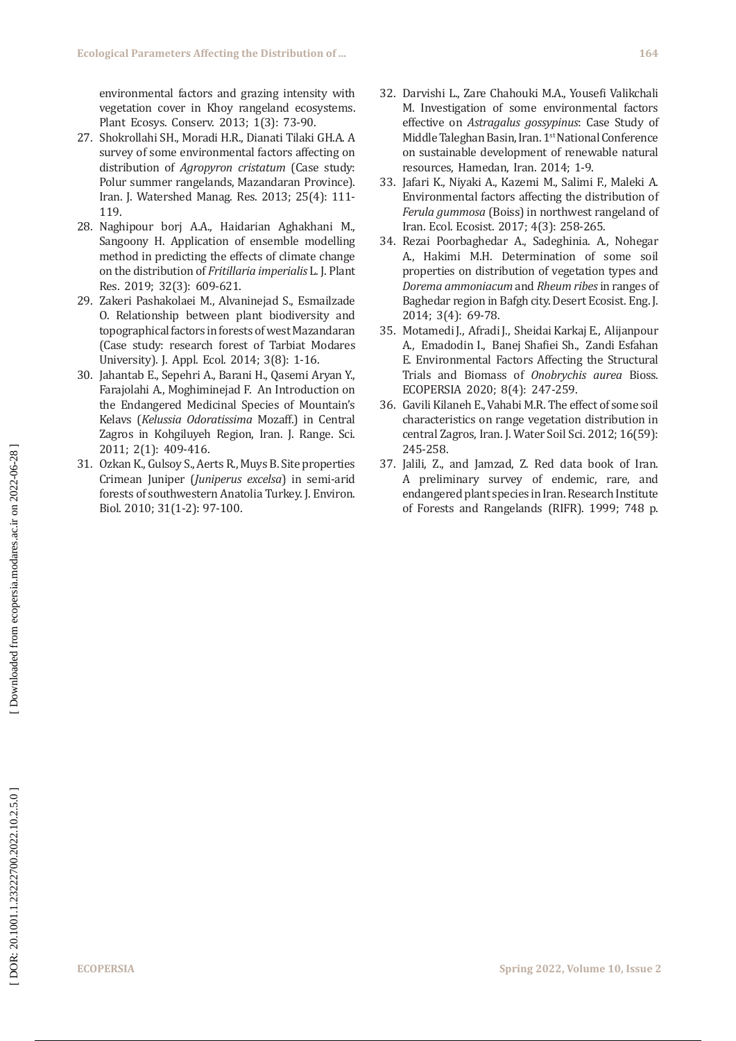environmental factors and grazing intensity with vegetation cover in Khoy rangeland ecosystems. Plant Ecosys. Conserv. 2013; 1(3): 73-90.

27. Shokrollahi SH., Moradi H.R., Dianati Tilaki GH.A. A survey of some environmental factors affecting on distribution of *Agropyron cristatum* (Case study: Polur summer rangelands, Mazandaran Province). Iran. J. Watershed Manag. Res. 2013; 25(4): 111-119.
28. Naghipour borj A.A., Haidarian Aghakhani M., Sangoony H. Application of ensemble modelling method in predicting the effects of climate change on the distribution of *Fritillaria imperialis* L. J. Plant Res. 2019; 32(3): 609-621.
29. Zakeri Pashakolaei M., Alvaninejad S., Esmailzade O. Relationship between plant biodiversity and topographical factors in forests of west Mazandaran (Case study: research forest of Tarbiat Modares University). J. Appl. Ecol. 2014; 3(8): 1-16.
30. Jahantab E., Sepehri A., Barani H., Qasemi Aryan Y., Farajolahi A., Moghiminejad F. An Introduction on the Endangered Medicinal Species of Mountain's Kelavs (*Kelussia Odoratissima* Mozaff.) in Central Zagros in Kohgiluyeh Region, Iran. J. Range. Sci. 2011; 2(1): 409-416.
31. Ozkan K., Gulsoy S., Aerts R., Muys B. Site properties Crimean Juniper (*Juniperus excelsa*) in semi-arid forests of southwestern Anatolia Turkey. J. Environ. Biol. 2010; 31(1-2): 97-100.
32. Darvishi L., Zare Chahouki M.A., Yousefi Valikchali M. Investigation of some environmental factors effective on *Astragalus gossypinus*: Case Study of Middle Taleghan Basin, Iran. 1st National Conference on sustainable development of renewable natural resources, Hamedan, Iran. 2014; 1-9.
33. Jafari K., Niyaki A., Kazemi M., Salimi F., Maleki A. Environmental factors affecting the distribution of *Ferula gummosa* (Boiss) in northwest rangeland of Iran. Ecol. Ecosist. 2017; 4(3): 258-265.
34. Rezai Poorbaghedar A., Sadeghinia. A., Nohegar A., Hakimi M.H. Determination of some soil properties on distribution of vegetation types and *Dorema ammoniacum* and *Rheum ribes* in ranges of Baghedar region in Bafgh city. Desert Ecosist. Eng. J. 2014; 3(4): 69-78.
35. Motamedi J., Afradi J., Sheidai Karkaj E., Alijanpour A., Emadodin I., Banej Shafiei Sh., Zandi Esfahan E. Environmental Factors Affecting the Structural Trials and Biomass of *Onobrychis aurea* Bioss. ECOPERSIA 2020; 8(4): 247-259.
36. Gavili Kilaneh E., Vahabi M.R. The effect of some soil characteristics on range vegetation distribution in central Zagros, Iran. J. Water Soil Sci. 2012; 16(59): 245-258.
37. Jalili, Z., and Jamzad, Z. Red data book of Iran. A preliminary survey of endemic, rare, and endangered plant species in Iran. Research Institute of Forests and Rangelands (RIFR). 1999; 748 p.